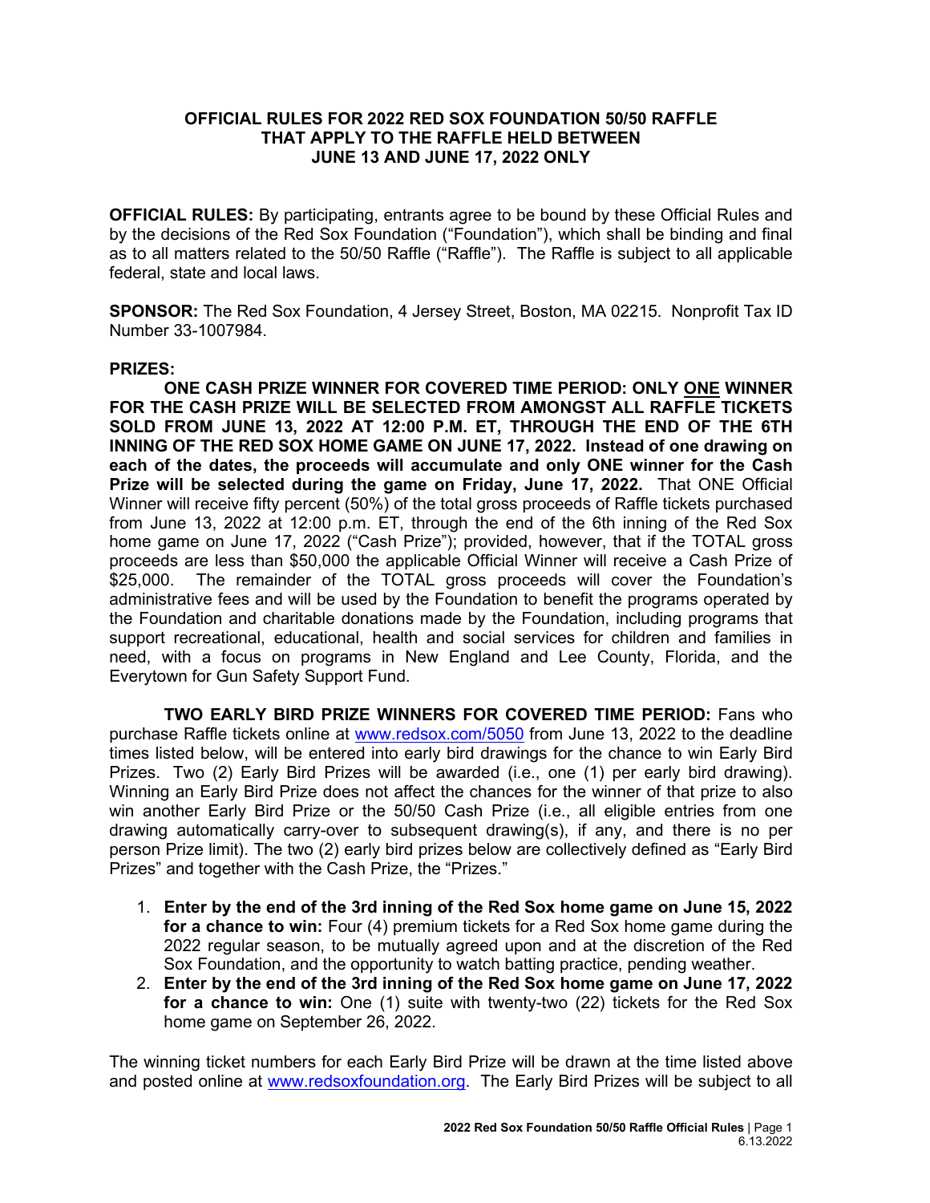# OFFICIAL RULES FOR 2022 RED SOX FOUNDATION 50/50 RAFFLE THAT APPLY TO THE RAFFLE HELD BETWEEN JUNE 13 AND JUNE 17, 2022 ONLY

**OFFICIAL RULES:** By participating, entrants agree to be bound by these Official Rules and by the decisions of the Red Sox Foundation ("Foundation"), which shall be binding and final as to all matters related to the 50/50 Raffle ("Raffle"). The Raffle is subject to all applicable federal, state and local laws.

**SPONSOR:** The Red Sox Foundation, 4 Jersey Street, Boston, MA 02215. Nonprofit Tax ID Number 33-1007984.

**PRIZES:**

**ONE CASH PRIZE WINNER FOR COVERED TIME PERIOD: ONLY <u>ONE</u> WINNER FOR THE CASH PRIZE WILL BE SELECTED FROM AMONGST ALL RAFFLE TICKETS SOLD FROM JUNE 13, 2022 AT 12:00 P.M. ET, THROUGH THE END OF THE 6TH INNING OF THE RED SOX HOME GAME ON JUNE 17, 2022. Instead of one drawing on each of the dates, the proceeds will accumulate and only ONE winner for the Cash Prize will be selected during the game on Friday, June 17, 2022.** That ONE Official Winner will receive fifty percent (50%) of the total gross proceeds of Raffle tickets purchased from June 13, 2022 at 12:00 p.m. ET, through the end of the 6th inning of the Red Sox home game on June 17, 2022 ("Cash Prize"); provided, however, that if the TOTAL gross proceeds are less than $50,000 the applicable Official Winner will receive a Cash Prize of $25,000. The remainder of the TOTAL gross proceeds will cover the Foundation's administrative fees and will be used by the Foundation to benefit the programs operated by the Foundation and charitable donations made by the Foundation, including programs that support recreational, educational, health and social services for children and families in need, with a focus on programs in New England and Lee County, Florida, and the Everytown for Gun Safety Support Fund.

**TWO EARLY BIRD PRIZE WINNERS FOR COVERED TIME PERIOD:** Fans who purchase Raffle tickets online at www.redsox.com/5050 from June 13, 2022 to the deadline times listed below, will be entered into early bird drawings for the chance to win Early Bird Prizes. Two (2) Early Bird Prizes will be awarded (i.e., one (1) per early bird drawing). Winning an Early Bird Prize does not affect the chances for the winner of that prize to also win another Early Bird Prize or the 50/50 Cash Prize (i.e., all eligible entries from one drawing automatically carry-over to subsequent drawing(s), if any, and there is no per person Prize limit). The two (2) early bird prizes below are collectively defined as "Early Bird Prizes" and together with the Cash Prize, the "Prizes."

1. **Enter by the end of the 3rd inning of the Red Sox home game on June 15, 2022 for a chance to win:** Four (4) premium tickets for a Red Sox home game during the 2022 regular season, to be mutually agreed upon and at the discretion of the Red Sox Foundation, and the opportunity to watch batting practice, pending weather.
2. **Enter by the end of the 3rd inning of the Red Sox home game on June 17, 2022 for a chance to win:** One (1) suite with twenty-two (22) tickets for the Red Sox home game on September 26, 2022.

The winning ticket numbers for each Early Bird Prize will be drawn at the time listed above and posted online at www.redsoxfoundation.org. The Early Bird Prizes will be subject to all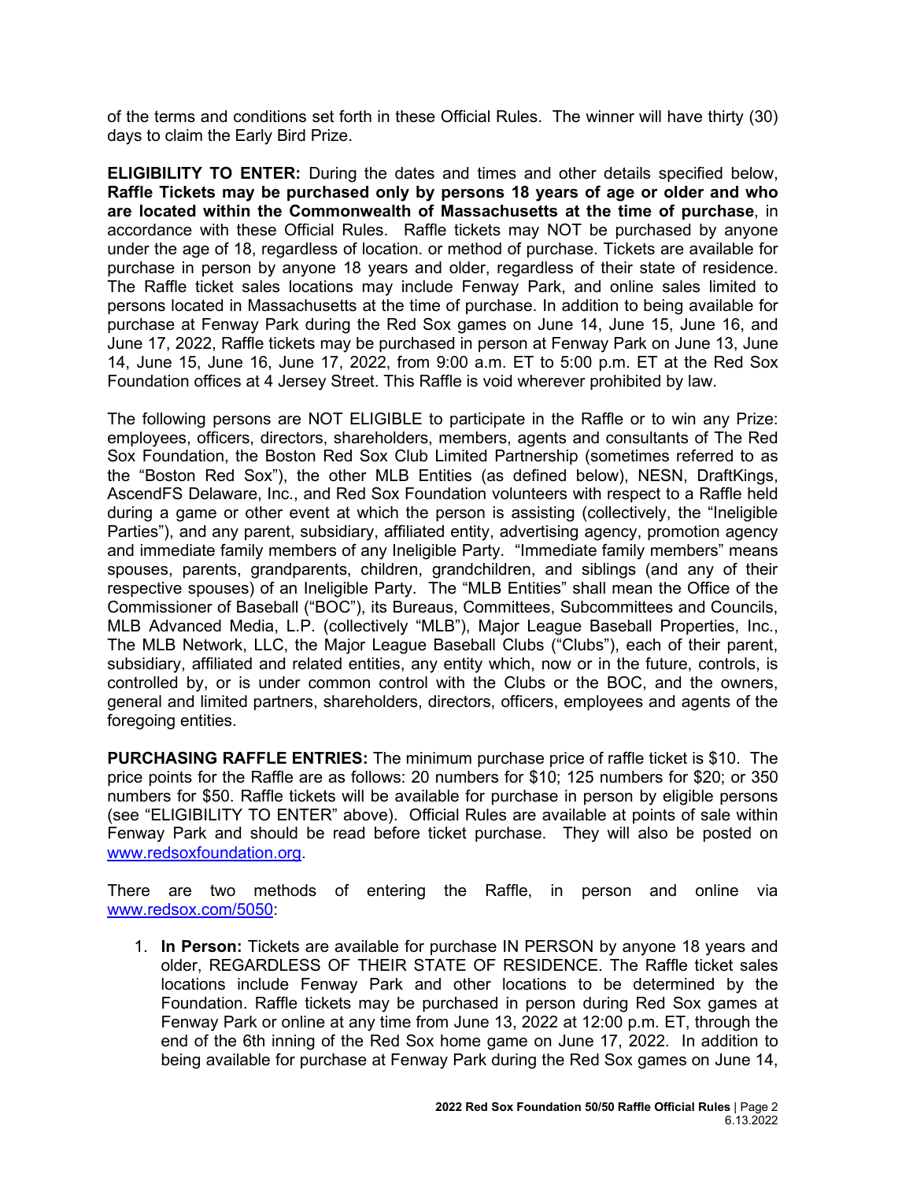of the terms and conditions set forth in these Official Rules. The winner will have thirty (30) days to claim the Early Bird Prize.

**ELIGIBILITY TO ENTER:** During the dates and times and other details specified below, **Raffle Tickets may be purchased only by persons 18 years of age or older and who are located within the Commonwealth of Massachusetts at the time of purchase**, in accordance with these Official Rules. Raffle tickets may NOT be purchased by anyone under the age of 18, regardless of location. or method of purchase. Tickets are available for purchase in person by anyone 18 years and older, regardless of their state of residence. The Raffle ticket sales locations may include Fenway Park, and online sales limited to persons located in Massachusetts at the time of purchase. In addition to being available for purchase at Fenway Park during the Red Sox games on June 14, June 15, June 16, and June 17, 2022, Raffle tickets may be purchased in person at Fenway Park on June 13, June 14, June 15, June 16, June 17, 2022, from 9:00 a.m. ET to 5:00 p.m. ET at the Red Sox Foundation offices at 4 Jersey Street. This Raffle is void wherever prohibited by law.

The following persons are NOT ELIGIBLE to participate in the Raffle or to win any Prize: employees, officers, directors, shareholders, members, agents and consultants of The Red Sox Foundation, the Boston Red Sox Club Limited Partnership (sometimes referred to as the "Boston Red Sox"), the other MLB Entities (as defined below), NESN, DraftKings, AscendFS Delaware, Inc., and Red Sox Foundation volunteers with respect to a Raffle held during a game or other event at which the person is assisting (collectively, the "Ineligible Parties"), and any parent, subsidiary, affiliated entity, advertising agency, promotion agency and immediate family members of any Ineligible Party. "Immediate family members" means spouses, parents, grandparents, children, grandchildren, and siblings (and any of their respective spouses) of an Ineligible Party. The "MLB Entities" shall mean the Office of the Commissioner of Baseball ("BOC"), its Bureaus, Committees, Subcommittees and Councils, MLB Advanced Media, L.P. (collectively "MLB"), Major League Baseball Properties, Inc., The MLB Network, LLC, the Major League Baseball Clubs ("Clubs"), each of their parent, subsidiary, affiliated and related entities, any entity which, now or in the future, controls, is controlled by, or is under common control with the Clubs or the BOC, and the owners, general and limited partners, shareholders, directors, officers, employees and agents of the foregoing entities.

**PURCHASING RAFFLE ENTRIES:** The minimum purchase price of raffle ticket is $10. The price points for the Raffle are as follows: 20 numbers for $10; 125 numbers for $20; or 350 numbers for $50. Raffle tickets will be available for purchase in person by eligible persons (see "ELIGIBILITY TO ENTER" above). Official Rules are available at points of sale within Fenway Park and should be read before ticket purchase. They will also be posted on www.redsoxfoundation.org.

There are two methods of entering the Raffle, in person and online via www.redsox.com/5050:

1. **In Person:** Tickets are available for purchase IN PERSON by anyone 18 years and older, REGARDLESS OF THEIR STATE OF RESIDENCE. The Raffle ticket sales locations include Fenway Park and other locations to be determined by the Foundation. Raffle tickets may be purchased in person during Red Sox games at Fenway Park or online at any time from June 13, 2022 at 12:00 p.m. ET, through the end of the 6th inning of the Red Sox home game on June 17, 2022. In addition to being available for purchase at Fenway Park during the Red Sox games on June 14,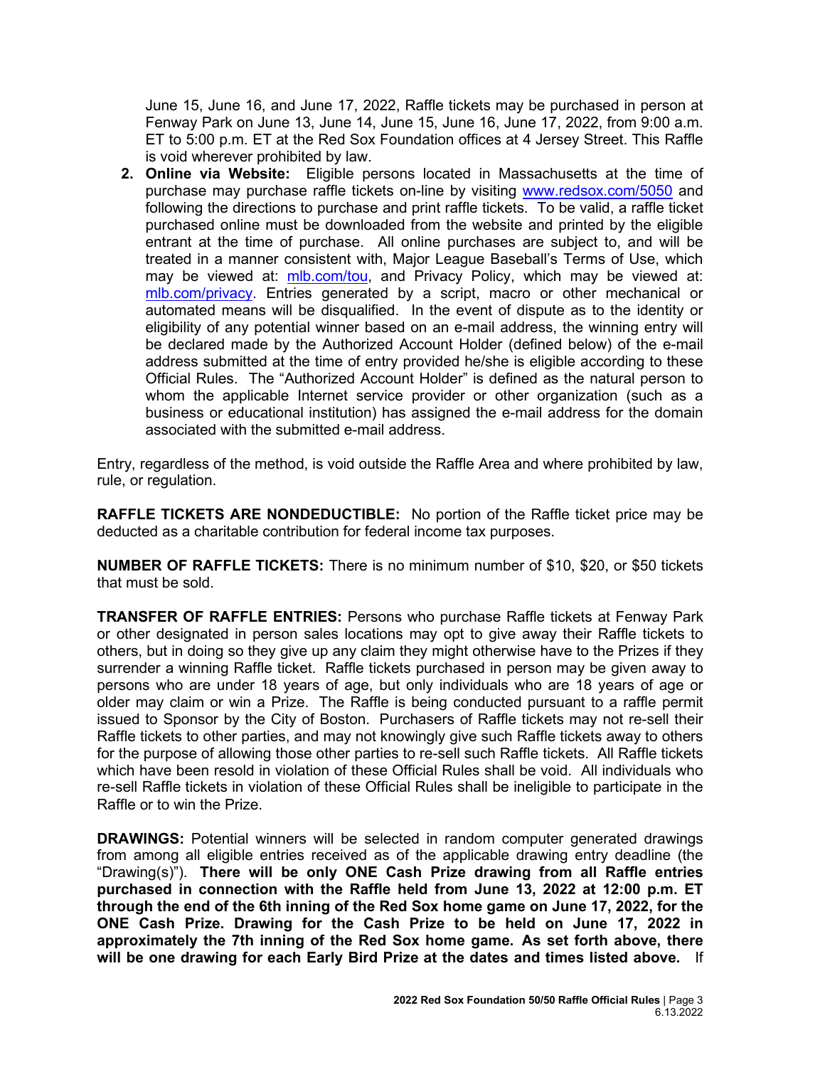June 15, June 16, and June 17, 2022, Raffle tickets may be purchased in person at Fenway Park on June 13, June 14, June 15, June 16, June 17, 2022, from 9:00 a.m. ET to 5:00 p.m. ET at the Red Sox Foundation offices at 4 Jersey Street. This Raffle is void wherever prohibited by law.

2. **Online via Website:** Eligible persons located in Massachusetts at the time of purchase may purchase raffle tickets on-line by visiting www.redsox.com/5050 and following the directions to purchase and print raffle tickets. To be valid, a raffle ticket purchased online must be downloaded from the website and printed by the eligible entrant at the time of purchase. All online purchases are subject to, and will be treated in a manner consistent with, Major League Baseball's Terms of Use, which may be viewed at: mlb.com/tou, and Privacy Policy, which may be viewed at: mlb.com/privacy. Entries generated by a script, macro or other mechanical or automated means will be disqualified. In the event of dispute as to the identity or eligibility of any potential winner based on an e-mail address, the winning entry will be declared made by the Authorized Account Holder (defined below) of the e-mail address submitted at the time of entry provided he/she is eligible according to these Official Rules. The "Authorized Account Holder" is defined as the natural person to whom the applicable Internet service provider or other organization (such as a business or educational institution) has assigned the e-mail address for the domain associated with the submitted e-mail address.

Entry, regardless of the method, is void outside the Raffle Area and where prohibited by law, rule, or regulation.

**RAFFLE TICKETS ARE NONDEDUCTIBLE:** No portion of the Raffle ticket price may be deducted as a charitable contribution for federal income tax purposes.

**NUMBER OF RAFFLE TICKETS:** There is no minimum number of $10, $20, or $50 tickets that must be sold.

**TRANSFER OF RAFFLE ENTRIES:** Persons who purchase Raffle tickets at Fenway Park or other designated in person sales locations may opt to give away their Raffle tickets to others, but in doing so they give up any claim they might otherwise have to the Prizes if they surrender a winning Raffle ticket. Raffle tickets purchased in person may be given away to persons who are under 18 years of age, but only individuals who are 18 years of age or older may claim or win a Prize. The Raffle is being conducted pursuant to a raffle permit issued to Sponsor by the City of Boston. Purchasers of Raffle tickets may not re-sell their Raffle tickets to other parties, and may not knowingly give such Raffle tickets away to others for the purpose of allowing those other parties to re-sell such Raffle tickets. All Raffle tickets which have been resold in violation of these Official Rules shall be void. All individuals who re-sell Raffle tickets in violation of these Official Rules shall be ineligible to participate in the Raffle or to win the Prize.

**DRAWINGS:** Potential winners will be selected in random computer generated drawings from among all eligible entries received as of the applicable drawing entry deadline (the "Drawing(s)"). **There will be only ONE Cash Prize drawing from all Raffle entries purchased in connection with the Raffle held from June 13, 2022 at 12:00 p.m. ET through the end of the 6th inning of the Red Sox home game on June 17, 2022, for the ONE Cash Prize. Drawing for the Cash Prize to be held on June 17, 2022 in approximately the 7th inning of the Red Sox home game. As set forth above, there will be one drawing for each Early Bird Prize at the dates and times listed above.** If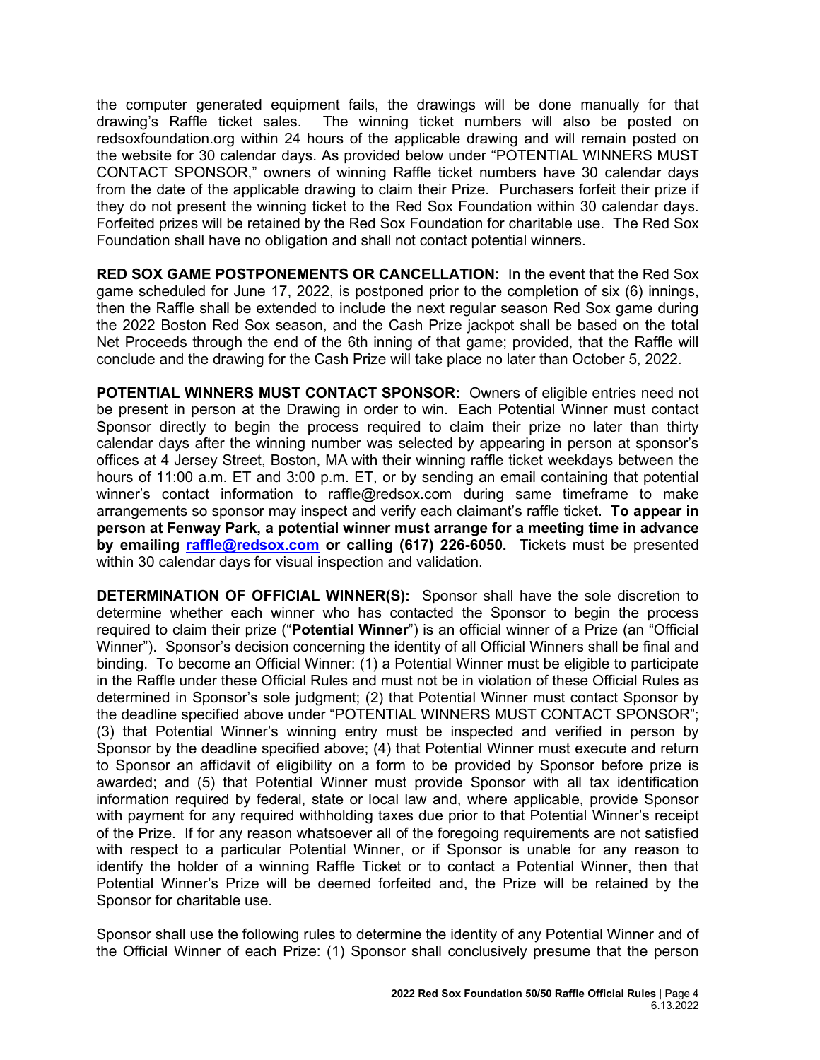the computer generated equipment fails, the drawings will be done manually for that drawing's Raffle ticket sales. The winning ticket numbers will also be posted on redsoxfoundation.org within 24 hours of the applicable drawing and will remain posted on the website for 30 calendar days. As provided below under "POTENTIAL WINNERS MUST CONTACT SPONSOR," owners of winning Raffle ticket numbers have 30 calendar days from the date of the applicable drawing to claim their Prize. Purchasers forfeit their prize if they do not present the winning ticket to the Red Sox Foundation within 30 calendar days. Forfeited prizes will be retained by the Red Sox Foundation for charitable use. The Red Sox Foundation shall have no obligation and shall not contact potential winners.

**RED SOX GAME POSTPONEMENTS OR CANCELLATION:** In the event that the Red Sox game scheduled for June 17, 2022, is postponed prior to the completion of six (6) innings, then the Raffle shall be extended to include the next regular season Red Sox game during the 2022 Boston Red Sox season, and the Cash Prize jackpot shall be based on the total Net Proceeds through the end of the 6th inning of that game; provided, that the Raffle will conclude and the drawing for the Cash Prize will take place no later than October 5, 2022.

**POTENTIAL WINNERS MUST CONTACT SPONSOR:** Owners of eligible entries need not be present in person at the Drawing in order to win. Each Potential Winner must contact Sponsor directly to begin the process required to claim their prize no later than thirty calendar days after the winning number was selected by appearing in person at sponsor's offices at 4 Jersey Street, Boston, MA with their winning raffle ticket weekdays between the hours of 11:00 a.m. ET and 3:00 p.m. ET, or by sending an email containing that potential winner's contact information to raffle@redsox.com during same timeframe to make arrangements so sponsor may inspect and verify each claimant's raffle ticket. **To appear in person at Fenway Park, a potential winner must arrange for a meeting time in advance by emailing raffle@redsox.com or calling (617) 226-6050.** Tickets must be presented within 30 calendar days for visual inspection and validation.

**DETERMINATION OF OFFICIAL WINNER(S):** Sponsor shall have the sole discretion to determine whether each winner who has contacted the Sponsor to begin the process required to claim their prize ("**Potential Winner**") is an official winner of a Prize (an "Official Winner"). Sponsor's decision concerning the identity of all Official Winners shall be final and binding. To become an Official Winner: (1) a Potential Winner must be eligible to participate in the Raffle under these Official Rules and must not be in violation of these Official Rules as determined in Sponsor's sole judgment; (2) that Potential Winner must contact Sponsor by the deadline specified above under "POTENTIAL WINNERS MUST CONTACT SPONSOR"; (3) that Potential Winner's winning entry must be inspected and verified in person by Sponsor by the deadline specified above; (4) that Potential Winner must execute and return to Sponsor an affidavit of eligibility on a form to be provided by Sponsor before prize is awarded; and (5) that Potential Winner must provide Sponsor with all tax identification information required by federal, state or local law and, where applicable, provide Sponsor with payment for any required withholding taxes due prior to that Potential Winner's receipt of the Prize. If for any reason whatsoever all of the foregoing requirements are not satisfied with respect to a particular Potential Winner, or if Sponsor is unable for any reason to identify the holder of a winning Raffle Ticket or to contact a Potential Winner, then that Potential Winner's Prize will be deemed forfeited and, the Prize will be retained by the Sponsor for charitable use.

Sponsor shall use the following rules to determine the identity of any Potential Winner and of the Official Winner of each Prize: (1) Sponsor shall conclusively presume that the person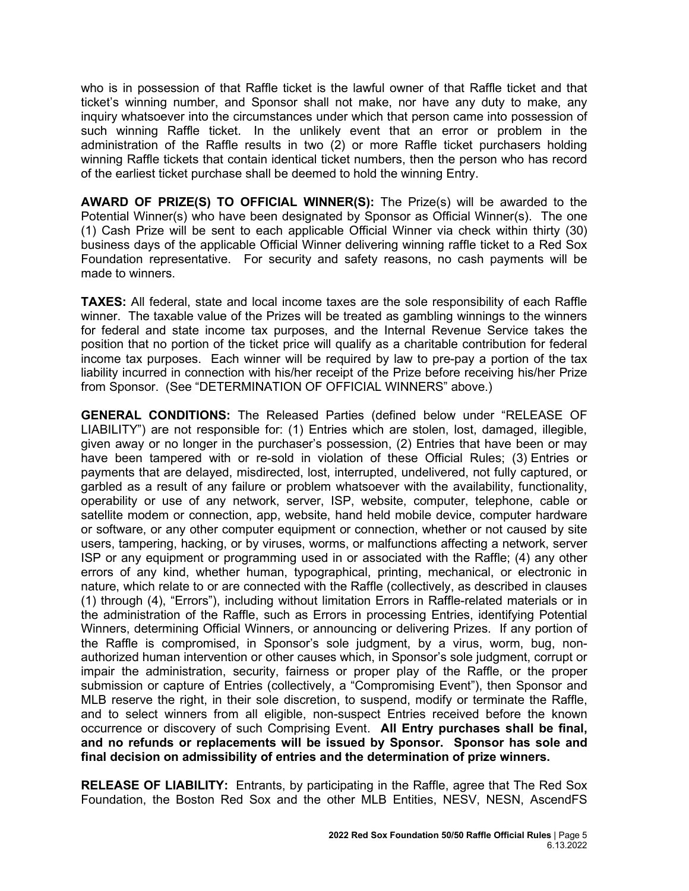who is in possession of that Raffle ticket is the lawful owner of that Raffle ticket and that ticket's winning number, and Sponsor shall not make, nor have any duty to make, any inquiry whatsoever into the circumstances under which that person came into possession of such winning Raffle ticket. In the unlikely event that an error or problem in the administration of the Raffle results in two (2) or more Raffle ticket purchasers holding winning Raffle tickets that contain identical ticket numbers, then the person who has record of the earliest ticket purchase shall be deemed to hold the winning Entry.

**AWARD OF PRIZE(S) TO OFFICIAL WINNER(S):** The Prize(s) will be awarded to the Potential Winner(s) who have been designated by Sponsor as Official Winner(s). The one (1) Cash Prize will be sent to each applicable Official Winner via check within thirty (30) business days of the applicable Official Winner delivering winning raffle ticket to a Red Sox Foundation representative. For security and safety reasons, no cash payments will be made to winners.

**TAXES:** All federal, state and local income taxes are the sole responsibility of each Raffle winner. The taxable value of the Prizes will be treated as gambling winnings to the winners for federal and state income tax purposes, and the Internal Revenue Service takes the position that no portion of the ticket price will qualify as a charitable contribution for federal income tax purposes. Each winner will be required by law to pre-pay a portion of the tax liability incurred in connection with his/her receipt of the Prize before receiving his/her Prize from Sponsor. (See "DETERMINATION OF OFFICIAL WINNERS" above.)

**GENERAL CONDITIONS:** The Released Parties (defined below under "RELEASE OF LIABILITY") are not responsible for: (1) Entries which are stolen, lost, damaged, illegible, given away or no longer in the purchaser's possession, (2) Entries that have been or may have been tampered with or re-sold in violation of these Official Rules; (3) Entries or payments that are delayed, misdirected, lost, interrupted, undelivered, not fully captured, or garbled as a result of any failure or problem whatsoever with the availability, functionality, operability or use of any network, server, ISP, website, computer, telephone, cable or satellite modem or connection, app, website, hand held mobile device, computer hardware or software, or any other computer equipment or connection, whether or not caused by site users, tampering, hacking, or by viruses, worms, or malfunctions affecting a network, server ISP or any equipment or programming used in or associated with the Raffle; (4) any other errors of any kind, whether human, typographical, printing, mechanical, or electronic in nature, which relate to or are connected with the Raffle (collectively, as described in clauses (1) through (4), "Errors"), including without limitation Errors in Raffle-related materials or in the administration of the Raffle, such as Errors in processing Entries, identifying Potential Winners, determining Official Winners, or announcing or delivering Prizes. If any portion of the Raffle is compromised, in Sponsor's sole judgment, by a virus, worm, bug, non-authorized human intervention or other causes which, in Sponsor's sole judgment, corrupt or impair the administration, security, fairness or proper play of the Raffle, or the proper submission or capture of Entries (collectively, a "Compromising Event"), then Sponsor and MLB reserve the right, in their sole discretion, to suspend, modify or terminate the Raffle, and to select winners from all eligible, non-suspect Entries received before the known occurrence or discovery of such Comprising Event. **All Entry purchases shall be final, and no refunds or replacements will be issued by Sponsor. Sponsor has sole and final decision on admissibility of entries and the determination of prize winners.**

**RELEASE OF LIABILITY:** Entrants, by participating in the Raffle, agree that The Red Sox Foundation, the Boston Red Sox and the other MLB Entities, NESV, NESN, AscendFS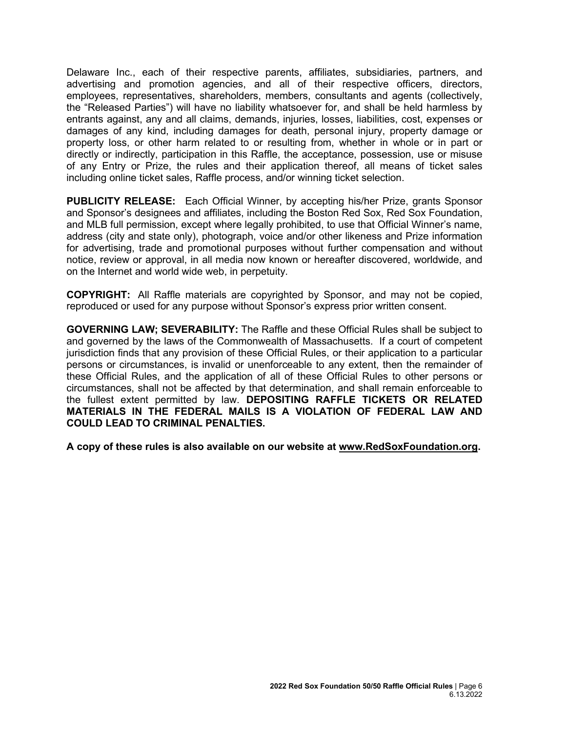Delaware Inc., each of their respective parents, affiliates, subsidiaries, partners, and advertising and promotion agencies, and all of their respective officers, directors, employees, representatives, shareholders, members, consultants and agents (collectively, the "Released Parties") will have no liability whatsoever for, and shall be held harmless by entrants against, any and all claims, demands, injuries, losses, liabilities, cost, expenses or damages of any kind, including damages for death, personal injury, property damage or property loss, or other harm related to or resulting from, whether in whole or in part or directly or indirectly, participation in this Raffle, the acceptance, possession, use or misuse of any Entry or Prize, the rules and their application thereof, all means of ticket sales including online ticket sales, Raffle process, and/or winning ticket selection.

**PUBLICITY RELEASE:** Each Official Winner, by accepting his/her Prize, grants Sponsor and Sponsor's designees and affiliates, including the Boston Red Sox, Red Sox Foundation, and MLB full permission, except where legally prohibited, to use that Official Winner's name, address (city and state only), photograph, voice and/or other likeness and Prize information for advertising, trade and promotional purposes without further compensation and without notice, review or approval, in all media now known or hereafter discovered, worldwide, and on the Internet and world wide web, in perpetuity.

**COPYRIGHT:** All Raffle materials are copyrighted by Sponsor, and may not be copied, reproduced or used for any purpose without Sponsor's express prior written consent.

**GOVERNING LAW; SEVERABILITY:** The Raffle and these Official Rules shall be subject to and governed by the laws of the Commonwealth of Massachusetts. If a court of competent jurisdiction finds that any provision of these Official Rules, or their application to a particular persons or circumstances, is invalid or unenforceable to any extent, then the remainder of these Official Rules, and the application of all of these Official Rules to other persons or circumstances, shall not be affected by that determination, and shall remain enforceable to the fullest extent permitted by law. **DEPOSITING RAFFLE TICKETS OR RELATED MATERIALS IN THE FEDERAL MAILS IS A VIOLATION OF FEDERAL LAW AND COULD LEAD TO CRIMINAL PENALTIES.**

**A copy of these rules is also available on our website at www.RedSoxFoundation.org.**